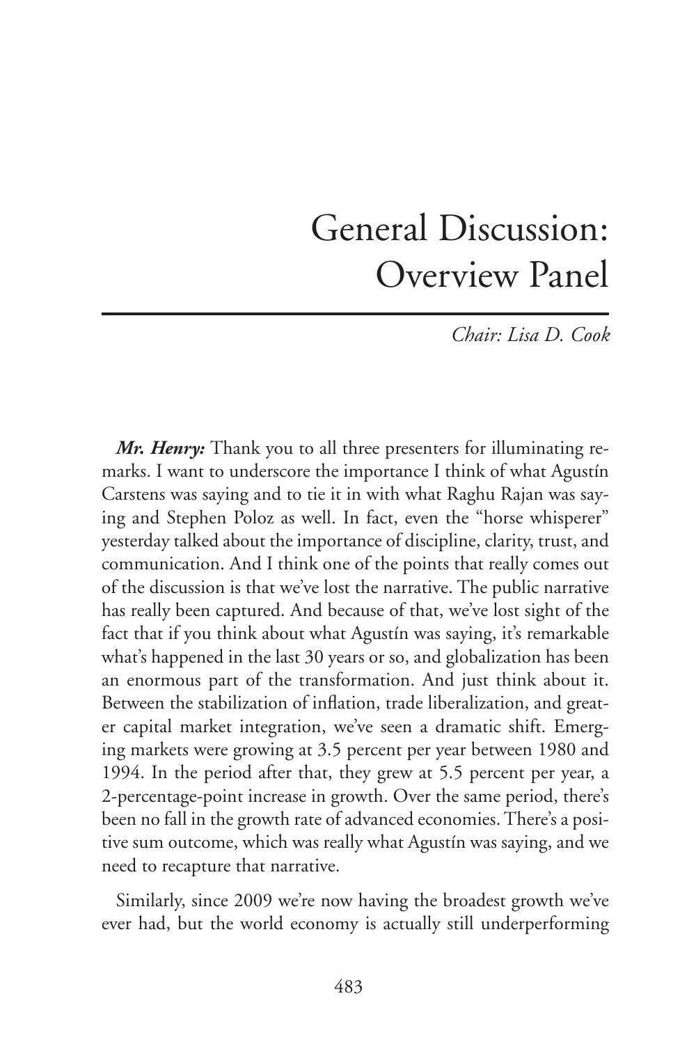# General Discussion: Overview Panel

*Chair: Lisa D. Cook*

***Mr. Henry:*** Thank you to all three presenters for illuminating remarks. I want to underscore the importance I think of what Agustín Carstens was saying and to tie it in with what Raghu Rajan was saying and Stephen Poloz as well. In fact, even the "horse whisperer" yesterday talked about the importance of discipline, clarity, trust, and communication. And I think one of the points that really comes out of the discussion is that we've lost the narrative. The public narrative has really been captured. And because of that, we've lost sight of the fact that if you think about what Agustín was saying, it's remarkable what's happened in the last 30 years or so, and globalization has been an enormous part of the transformation. And just think about it. Between the stabilization of inflation, trade liberalization, and greater capital market integration, we've seen a dramatic shift. Emerging markets were growing at 3.5 percent per year between 1980 and 1994. In the period after that, they grew at 5.5 percent per year, a 2-percentage-point increase in growth. Over the same period, there's been no fall in the growth rate of advanced economies. There's a positive sum outcome, which was really what Agustín was saying, and we need to recapture that narrative.

Similarly, since 2009 we're now having the broadest growth we've ever had, but the world economy is actually still underperforming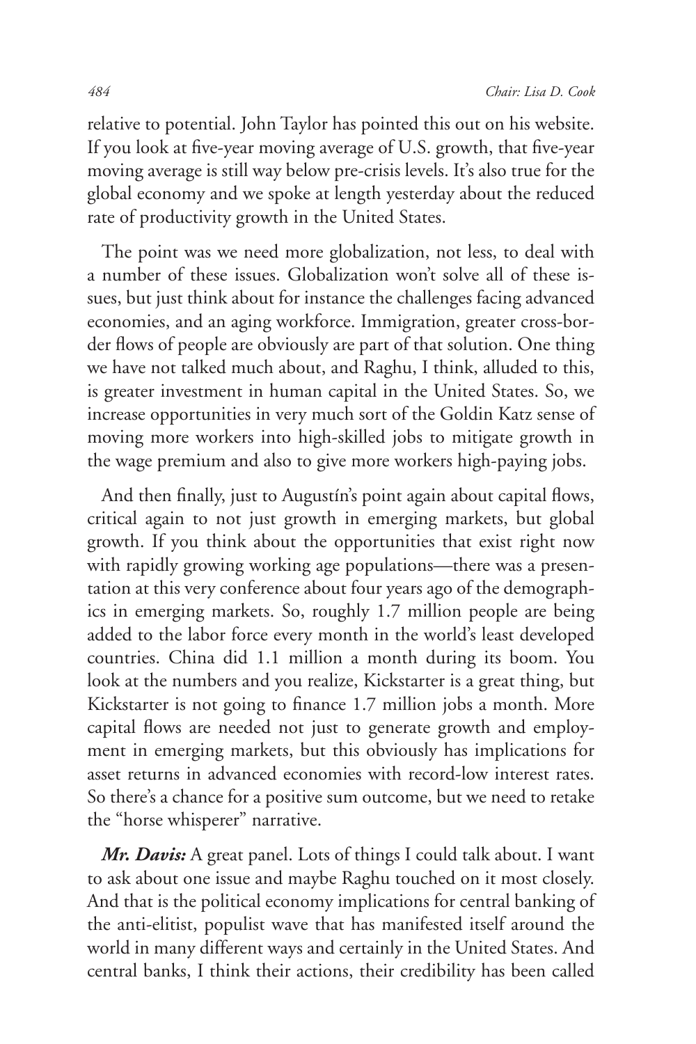relative to potential. John Taylor has pointed this out on his website. If you look at five-year moving average of U.S. growth, that five-year moving average is still way below pre-crisis levels. It's also true for the global economy and we spoke at length yesterday about the reduced rate of productivity growth in the United States.

The point was we need more globalization, not less, to deal with a number of these issues. Globalization won't solve all of these issues, but just think about for instance the challenges facing advanced economies, and an aging workforce. Immigration, greater cross-border flows of people are obviously are part of that solution. One thing we have not talked much about, and Raghu, I think, alluded to this, is greater investment in human capital in the United States. So, we increase opportunities in very much sort of the Goldin Katz sense of moving more workers into high-skilled jobs to mitigate growth in the wage premium and also to give more workers high-paying jobs.

And then finally, just to Augustín's point again about capital flows, critical again to not just growth in emerging markets, but global growth. If you think about the opportunities that exist right now with rapidly growing working age populations—there was a presentation at this very conference about four years ago of the demographics in emerging markets. So, roughly 1.7 million people are being added to the labor force every month in the world's least developed countries. China did 1.1 million a month during its boom. You look at the numbers and you realize, Kickstarter is a great thing, but Kickstarter is not going to finance 1.7 million jobs a month. More capital flows are needed not just to generate growth and employment in emerging markets, but this obviously has implications for asset returns in advanced economies with record-low interest rates. So there's a chance for a positive sum outcome, but we need to retake the "horse whisperer" narrative.

***Mr. Davis:*** A great panel. Lots of things I could talk about. I want to ask about one issue and maybe Raghu touched on it most closely. And that is the political economy implications for central banking of the anti-elitist, populist wave that has manifested itself around the world in many different ways and certainly in the United States. And central banks, I think their actions, their credibility has been called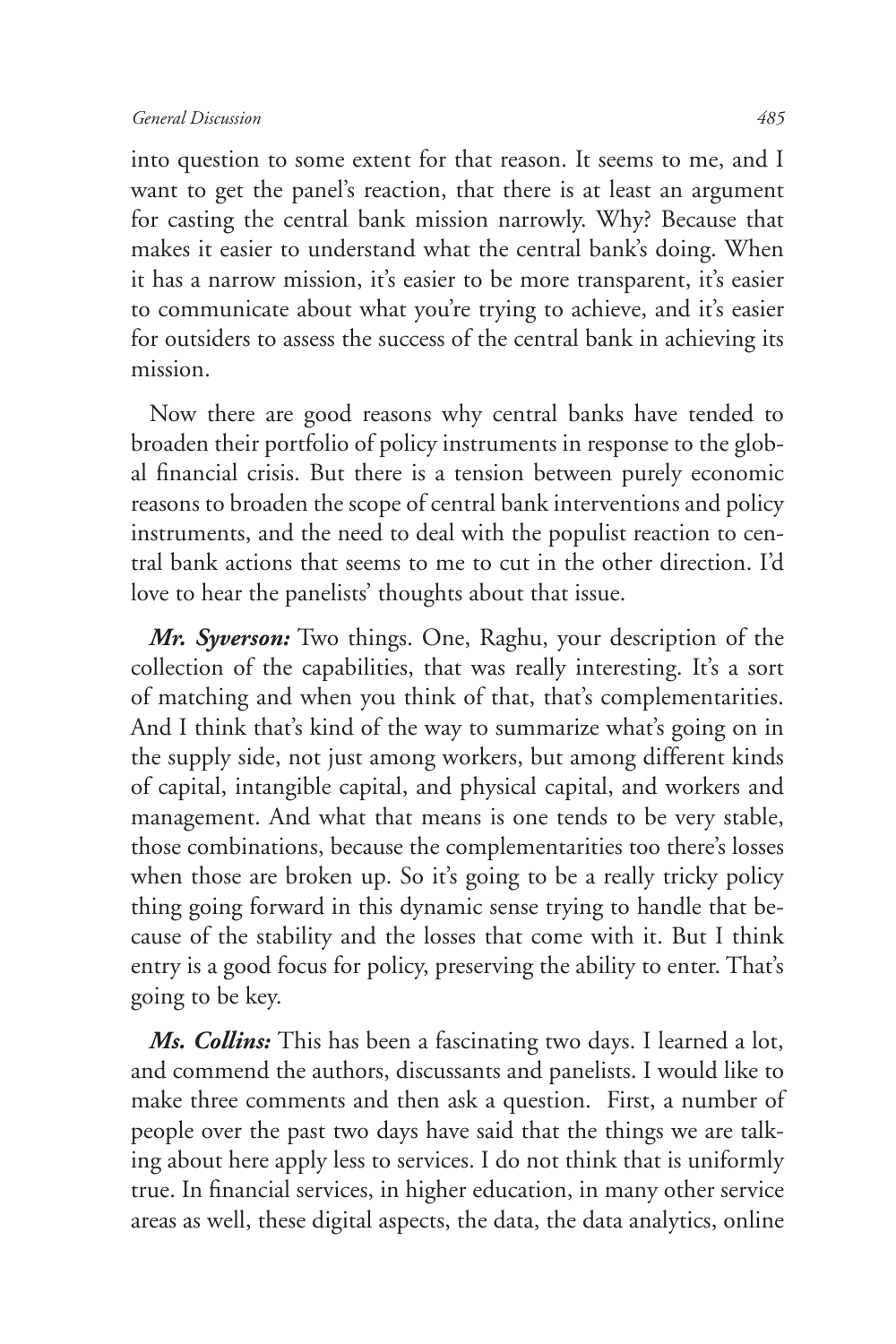into question to some extent for that reason. It seems to me, and I want to get the panel's reaction, that there is at least an argument for casting the central bank mission narrowly. Why? Because that makes it easier to understand what the central bank's doing. When it has a narrow mission, it's easier to be more transparent, it's easier to communicate about what you're trying to achieve, and it's easier for outsiders to assess the success of the central bank in achieving its mission.

Now there are good reasons why central banks have tended to broaden their portfolio of policy instruments in response to the global financial crisis. But there is a tension between purely economic reasons to broaden the scope of central bank interventions and policy instruments, and the need to deal with the populist reaction to central bank actions that seems to me to cut in the other direction. I'd love to hear the panelists' thoughts about that issue.

***Mr. Syverson:*** Two things. One, Raghu, your description of the collection of the capabilities, that was really interesting. It's a sort of matching and when you think of that, that's complementarities. And I think that's kind of the way to summarize what's going on in the supply side, not just among workers, but among different kinds of capital, intangible capital, and physical capital, and workers and management. And what that means is one tends to be very stable, those combinations, because the complementarities too there's losses when those are broken up. So it's going to be a really tricky policy thing going forward in this dynamic sense trying to handle that because of the stability and the losses that come with it. But I think entry is a good focus for policy, preserving the ability to enter. That's going to be key.

***Ms. Collins:*** This has been a fascinating two days. I learned a lot, and commend the authors, discussants and panelists. I would like to make three comments and then ask a question. First, a number of people over the past two days have said that the things we are talking about here apply less to services. I do not think that is uniformly true. In financial services, in higher education, in many other service areas as well, these digital aspects, the data, the data analytics, online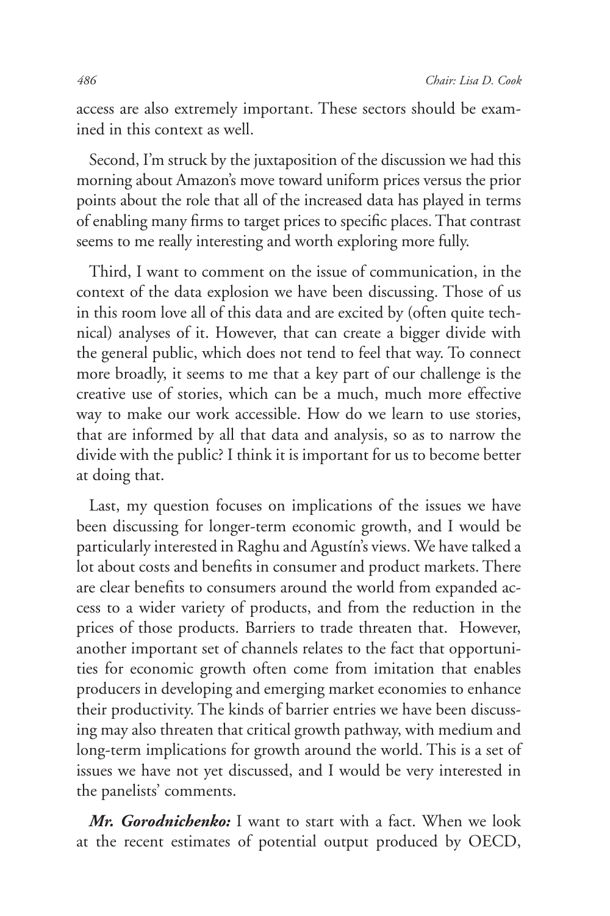access are also extremely important. These sectors should be examined in this context as well.

Second, I'm struck by the juxtaposition of the discussion we had this morning about Amazon's move toward uniform prices versus the prior points about the role that all of the increased data has played in terms of enabling many firms to target prices to specific places. That contrast seems to me really interesting and worth exploring more fully.

Third, I want to comment on the issue of communication, in the context of the data explosion we have been discussing. Those of us in this room love all of this data and are excited by (often quite technical) analyses of it. However, that can create a bigger divide with the general public, which does not tend to feel that way. To connect more broadly, it seems to me that a key part of our challenge is the creative use of stories, which can be a much, much more effective way to make our work accessible. How do we learn to use stories, that are informed by all that data and analysis, so as to narrow the divide with the public? I think it is important for us to become better at doing that.

Last, my question focuses on implications of the issues we have been discussing for longer-term economic growth, and I would be particularly interested in Raghu and Agustín's views. We have talked a lot about costs and benefits in consumer and product markets. There are clear benefits to consumers around the world from expanded access to a wider variety of products, and from the reduction in the prices of those products. Barriers to trade threaten that. However, another important set of channels relates to the fact that opportunities for economic growth often come from imitation that enables producers in developing and emerging market economies to enhance their productivity. The kinds of barrier entries we have been discussing may also threaten that critical growth pathway, with medium and long-term implications for growth around the world. This is a set of issues we have not yet discussed, and I would be very interested in the panelists' comments.

***Mr. Gorodnichenko:*** I want to start with a fact. When we look at the recent estimates of potential output produced by OECD,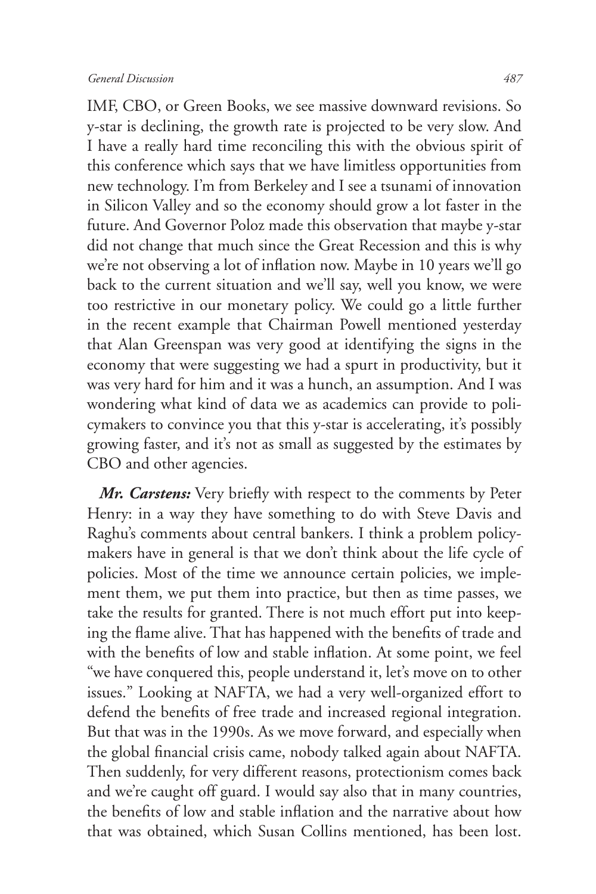IMF, CBO, or Green Books, we see massive downward revisions. So y-star is declining, the growth rate is projected to be very slow. And I have a really hard time reconciling this with the obvious spirit of this conference which says that we have limitless opportunities from new technology. I'm from Berkeley and I see a tsunami of innovation in Silicon Valley and so the economy should grow a lot faster in the future. And Governor Poloz made this observation that maybe y-star did not change that much since the Great Recession and this is why we're not observing a lot of inflation now. Maybe in 10 years we'll go back to the current situation and we'll say, well you know, we were too restrictive in our monetary policy. We could go a little further in the recent example that Chairman Powell mentioned yesterday that Alan Greenspan was very good at identifying the signs in the economy that were suggesting we had a spurt in productivity, but it was very hard for him and it was a hunch, an assumption. And I was wondering what kind of data we as academics can provide to policymakers to convince you that this y-star is accelerating, it's possibly growing faster, and it's not as small as suggested by the estimates by CBO and other agencies.

***Mr. Carstens:*** Very briefly with respect to the comments by Peter Henry: in a way they have something to do with Steve Davis and Raghu's comments about central bankers. I think a problem policymakers have in general is that we don't think about the life cycle of policies. Most of the time we announce certain policies, we implement them, we put them into practice, but then as time passes, we take the results for granted. There is not much effort put into keeping the flame alive. That has happened with the benefits of trade and with the benefits of low and stable inflation. At some point, we feel "we have conquered this, people understand it, let's move on to other issues." Looking at NAFTA, we had a very well-organized effort to defend the benefits of free trade and increased regional integration. But that was in the 1990s. As we move forward, and especially when the global financial crisis came, nobody talked again about NAFTA. Then suddenly, for very different reasons, protectionism comes back and we're caught off guard. I would say also that in many countries, the benefits of low and stable inflation and the narrative about how that was obtained, which Susan Collins mentioned, has been lost.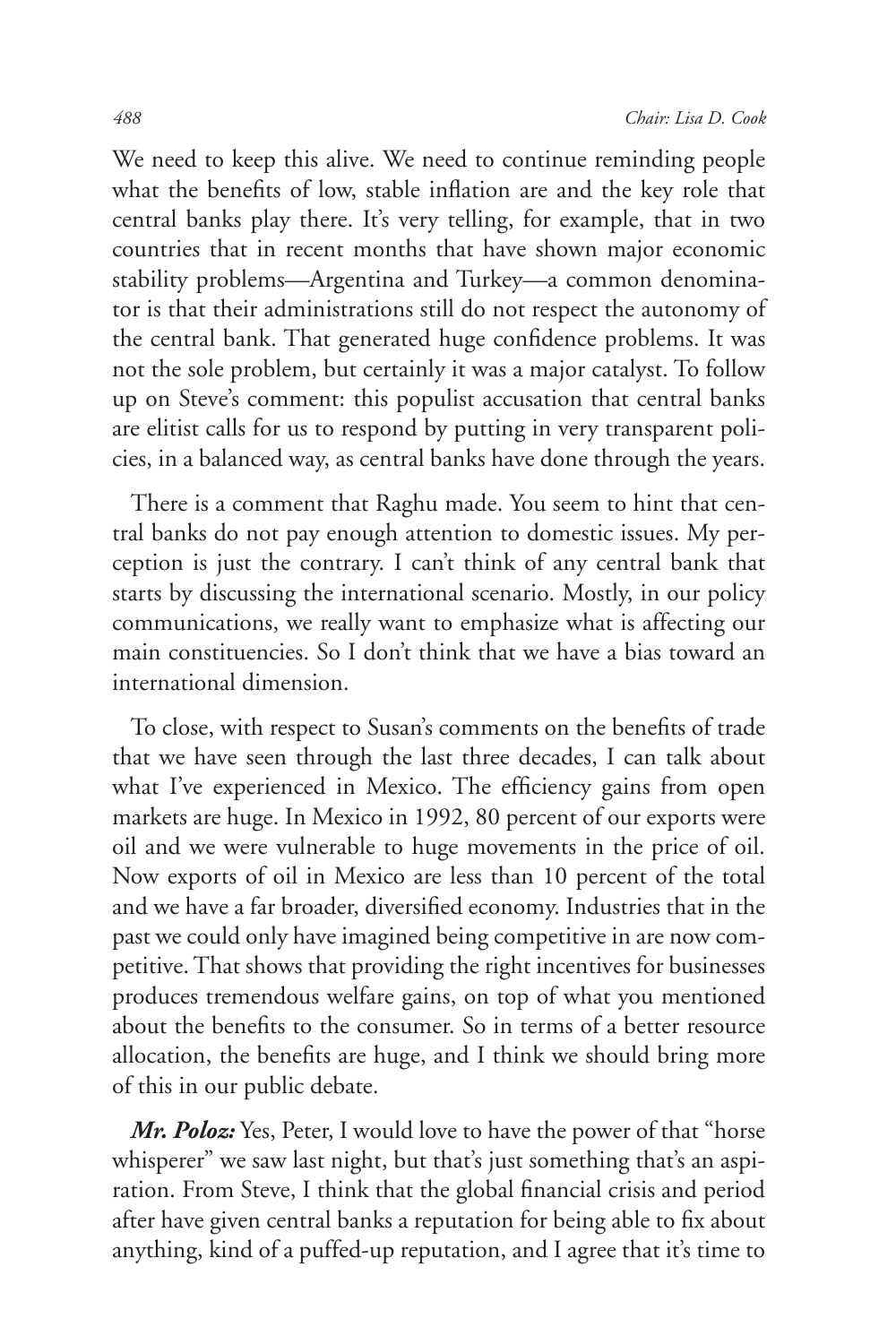We need to keep this alive. We need to continue reminding people what the benefits of low, stable inflation are and the key role that central banks play there. It's very telling, for example, that in two countries that in recent months that have shown major economic stability problems—Argentina and Turkey—a common denominator is that their administrations still do not respect the autonomy of the central bank. That generated huge confidence problems. It was not the sole problem, but certainly it was a major catalyst. To follow up on Steve's comment: this populist accusation that central banks are elitist calls for us to respond by putting in very transparent policies, in a balanced way, as central banks have done through the years.

There is a comment that Raghu made. You seem to hint that central banks do not pay enough attention to domestic issues. My perception is just the contrary. I can't think of any central bank that starts by discussing the international scenario. Mostly, in our policy communications, we really want to emphasize what is affecting our main constituencies. So I don't think that we have a bias toward an international dimension.

To close, with respect to Susan's comments on the benefits of trade that we have seen through the last three decades, I can talk about what I've experienced in Mexico. The efficiency gains from open markets are huge. In Mexico in 1992, 80 percent of our exports were oil and we were vulnerable to huge movements in the price of oil. Now exports of oil in Mexico are less than 10 percent of the total and we have a far broader, diversified economy. Industries that in the past we could only have imagined being competitive in are now competitive. That shows that providing the right incentives for businesses produces tremendous welfare gains, on top of what you mentioned about the benefits to the consumer. So in terms of a better resource allocation, the benefits are huge, and I think we should bring more of this in our public debate.

***Mr. Poloz:*** Yes, Peter, I would love to have the power of that "horse whisperer" we saw last night, but that's just something that's an aspiration. From Steve, I think that the global financial crisis and period after have given central banks a reputation for being able to fix about anything, kind of a puffed-up reputation, and I agree that it's time to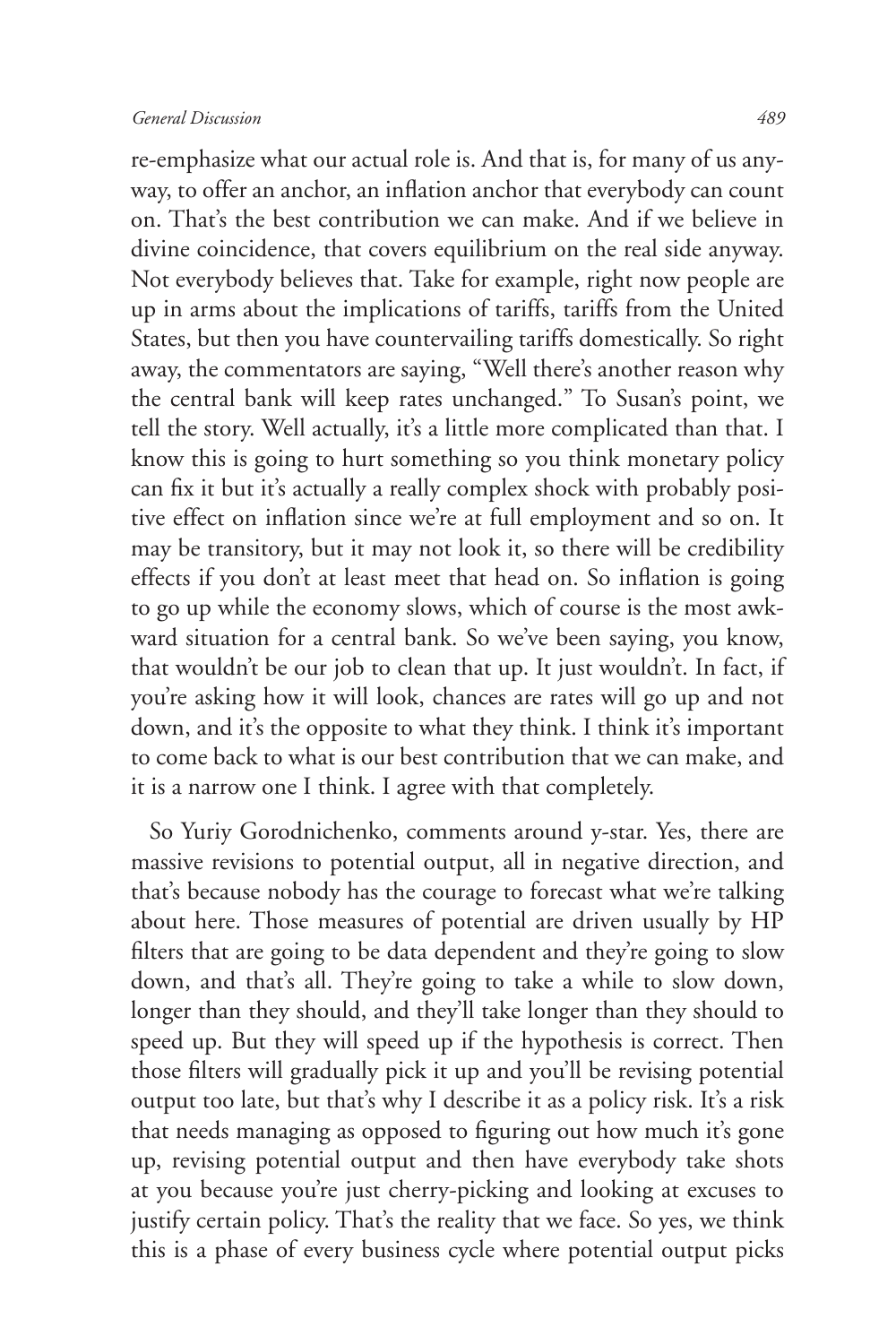re-emphasize what our actual role is. And that is, for many of us anyway, to offer an anchor, an inflation anchor that everybody can count on. That's the best contribution we can make. And if we believe in divine coincidence, that covers equilibrium on the real side anyway. Not everybody believes that. Take for example, right now people are up in arms about the implications of tariffs, tariffs from the United States, but then you have countervailing tariffs domestically. So right away, the commentators are saying, "Well there's another reason why the central bank will keep rates unchanged." To Susan's point, we tell the story. Well actually, it's a little more complicated than that. I know this is going to hurt something so you think monetary policy can fix it but it's actually a really complex shock with probably positive effect on inflation since we're at full employment and so on. It may be transitory, but it may not look it, so there will be credibility effects if you don't at least meet that head on. So inflation is going to go up while the economy slows, which of course is the most awkward situation for a central bank. So we've been saying, you know, that wouldn't be our job to clean that up. It just wouldn't. In fact, if you're asking how it will look, chances are rates will go up and not down, and it's the opposite to what they think. I think it's important to come back to what is our best contribution that we can make, and it is a narrow one I think. I agree with that completely.

So Yuriy Gorodnichenko, comments around y-star. Yes, there are massive revisions to potential output, all in negative direction, and that's because nobody has the courage to forecast what we're talking about here. Those measures of potential are driven usually by HP filters that are going to be data dependent and they're going to slow down, and that's all. They're going to take a while to slow down, longer than they should, and they'll take longer than they should to speed up. But they will speed up if the hypothesis is correct. Then those filters will gradually pick it up and you'll be revising potential output too late, but that's why I describe it as a policy risk. It's a risk that needs managing as opposed to figuring out how much it's gone up, revising potential output and then have everybody take shots at you because you're just cherry-picking and looking at excuses to justify certain policy. That's the reality that we face. So yes, we think this is a phase of every business cycle where potential output picks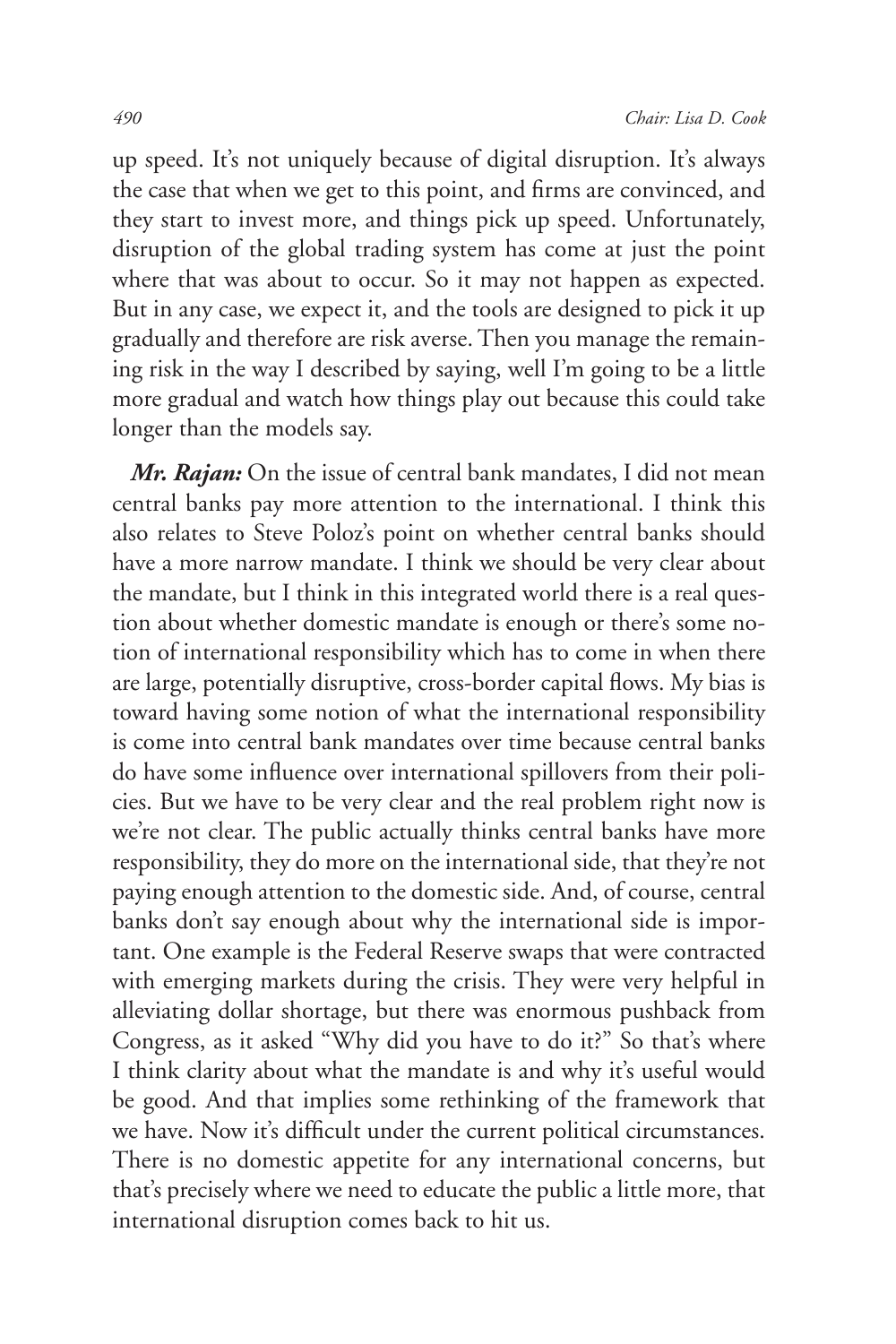up speed. It's not uniquely because of digital disruption. It's always the case that when we get to this point, and firms are convinced, and they start to invest more, and things pick up speed. Unfortunately, disruption of the global trading system has come at just the point where that was about to occur. So it may not happen as expected. But in any case, we expect it, and the tools are designed to pick it up gradually and therefore are risk averse. Then you manage the remaining risk in the way I described by saying, well I'm going to be a little more gradual and watch how things play out because this could take longer than the models say.

***Mr. Rajan:*** On the issue of central bank mandates, I did not mean central banks pay more attention to the international. I think this also relates to Steve Poloz's point on whether central banks should have a more narrow mandate. I think we should be very clear about the mandate, but I think in this integrated world there is a real question about whether domestic mandate is enough or there's some notion of international responsibility which has to come in when there are large, potentially disruptive, cross-border capital flows. My bias is toward having some notion of what the international responsibility is come into central bank mandates over time because central banks do have some influence over international spillovers from their policies. But we have to be very clear and the real problem right now is we're not clear. The public actually thinks central banks have more responsibility, they do more on the international side, that they're not paying enough attention to the domestic side. And, of course, central banks don't say enough about why the international side is important. One example is the Federal Reserve swaps that were contracted with emerging markets during the crisis. They were very helpful in alleviating dollar shortage, but there was enormous pushback from Congress, as it asked "Why did you have to do it?" So that's where I think clarity about what the mandate is and why it's useful would be good. And that implies some rethinking of the framework that we have. Now it's difficult under the current political circumstances. There is no domestic appetite for any international concerns, but that's precisely where we need to educate the public a little more, that international disruption comes back to hit us.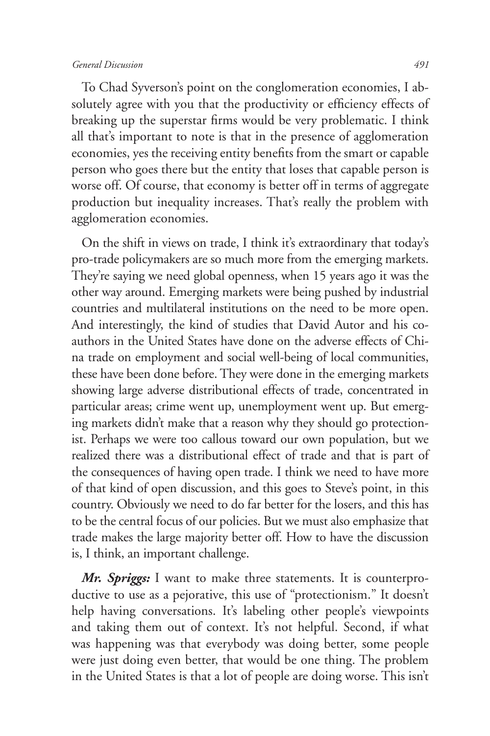To Chad Syverson's point on the conglomeration economies, I absolutely agree with you that the productivity or efficiency effects of breaking up the superstar firms would be very problematic. I think all that's important to note is that in the presence of agglomeration economies, yes the receiving entity benefits from the smart or capable person who goes there but the entity that loses that capable person is worse off. Of course, that economy is better off in terms of aggregate production but inequality increases. That's really the problem with agglomeration economies.

On the shift in views on trade, I think it's extraordinary that today's pro-trade policymakers are so much more from the emerging markets. They're saying we need global openness, when 15 years ago it was the other way around. Emerging markets were being pushed by industrial countries and multilateral institutions on the need to be more open. And interestingly, the kind of studies that David Autor and his coauthors in the United States have done on the adverse effects of China trade on employment and social well-being of local communities, these have been done before. They were done in the emerging markets showing large adverse distributional effects of trade, concentrated in particular areas; crime went up, unemployment went up. But emerging markets didn't make that a reason why they should go protectionist. Perhaps we were too callous toward our own population, but we realized there was a distributional effect of trade and that is part of the consequences of having open trade. I think we need to have more of that kind of open discussion, and this goes to Steve's point, in this country. Obviously we need to do far better for the losers, and this has to be the central focus of our policies. But we must also emphasize that trade makes the large majority better off. How to have the discussion is, I think, an important challenge.

***Mr. Spriggs:*** I want to make three statements. It is counterproductive to use as a pejorative, this use of "protectionism." It doesn't help having conversations. It's labeling other people's viewpoints and taking them out of context. It's not helpful. Second, if what was happening was that everybody was doing better, some people were just doing even better, that would be one thing. The problem in the United States is that a lot of people are doing worse. This isn't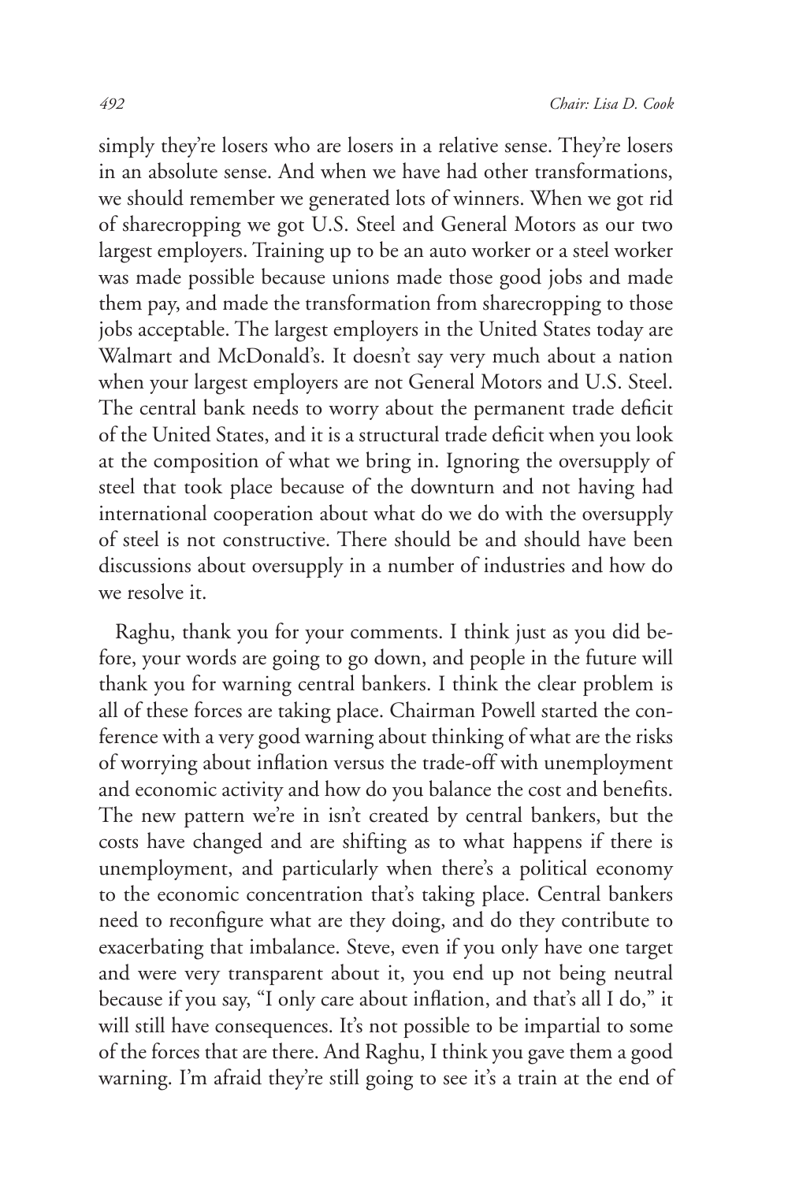simply they're losers who are losers in a relative sense. They're losers in an absolute sense. And when we have had other transformations, we should remember we generated lots of winners. When we got rid of sharecropping we got U.S. Steel and General Motors as our two largest employers. Training up to be an auto worker or a steel worker was made possible because unions made those good jobs and made them pay, and made the transformation from sharecropping to those jobs acceptable. The largest employers in the United States today are Walmart and McDonald's. It doesn't say very much about a nation when your largest employers are not General Motors and U.S. Steel. The central bank needs to worry about the permanent trade deficit of the United States, and it is a structural trade deficit when you look at the composition of what we bring in. Ignoring the oversupply of steel that took place because of the downturn and not having had international cooperation about what do we do with the oversupply of steel is not constructive. There should be and should have been discussions about oversupply in a number of industries and how do we resolve it.

Raghu, thank you for your comments. I think just as you did before, your words are going to go down, and people in the future will thank you for warning central bankers. I think the clear problem is all of these forces are taking place. Chairman Powell started the conference with a very good warning about thinking of what are the risks of worrying about inflation versus the trade-off with unemployment and economic activity and how do you balance the cost and benefits. The new pattern we're in isn't created by central bankers, but the costs have changed and are shifting as to what happens if there is unemployment, and particularly when there's a political economy to the economic concentration that's taking place. Central bankers need to reconfigure what are they doing, and do they contribute to exacerbating that imbalance. Steve, even if you only have one target and were very transparent about it, you end up not being neutral because if you say, "I only care about inflation, and that's all I do," it will still have consequences. It's not possible to be impartial to some of the forces that are there. And Raghu, I think you gave them a good warning. I'm afraid they're still going to see it's a train at the end of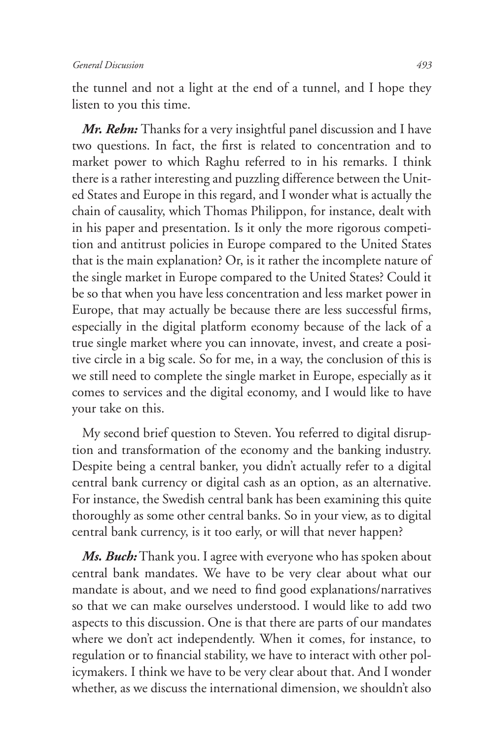the tunnel and not a light at the end of a tunnel, and I hope they listen to you this time.

***Mr. Rehn:*** Thanks for a very insightful panel discussion and I have two questions. In fact, the first is related to concentration and to market power to which Raghu referred to in his remarks. I think there is a rather interesting and puzzling difference between the United States and Europe in this regard, and I wonder what is actually the chain of causality, which Thomas Philippon, for instance, dealt with in his paper and presentation. Is it only the more rigorous competition and antitrust policies in Europe compared to the United States that is the main explanation? Or, is it rather the incomplete nature of the single market in Europe compared to the United States? Could it be so that when you have less concentration and less market power in Europe, that may actually be because there are less successful firms, especially in the digital platform economy because of the lack of a true single market where you can innovate, invest, and create a positive circle in a big scale. So for me, in a way, the conclusion of this is we still need to complete the single market in Europe, especially as it comes to services and the digital economy, and I would like to have your take on this.

My second brief question to Steven. You referred to digital disruption and transformation of the economy and the banking industry. Despite being a central banker, you didn't actually refer to a digital central bank currency or digital cash as an option, as an alternative. For instance, the Swedish central bank has been examining this quite thoroughly as some other central banks. So in your view, as to digital central bank currency, is it too early, or will that never happen?

***Ms. Buch:*** Thank you. I agree with everyone who has spoken about central bank mandates. We have to be very clear about what our mandate is about, and we need to find good explanations/narratives so that we can make ourselves understood. I would like to add two aspects to this discussion. One is that there are parts of our mandates where we don't act independently. When it comes, for instance, to regulation or to financial stability, we have to interact with other policymakers. I think we have to be very clear about that. And I wonder whether, as we discuss the international dimension, we shouldn't also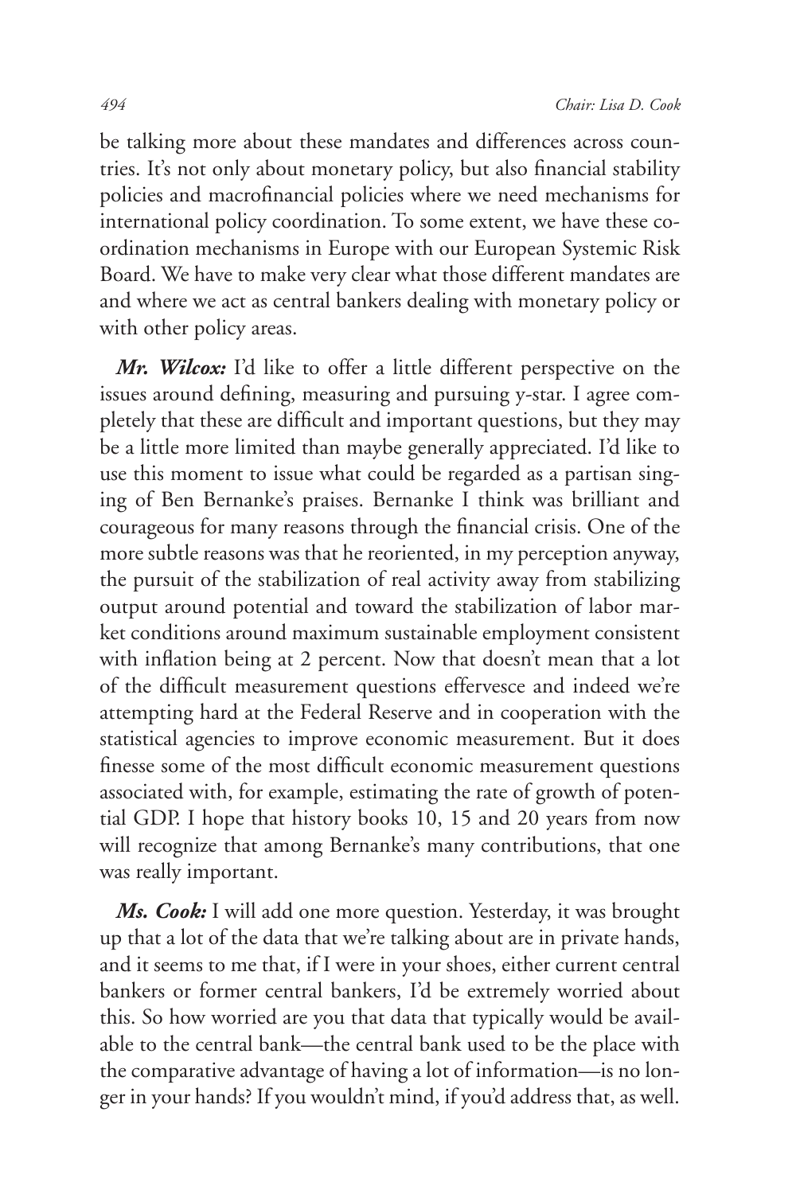be talking more about these mandates and differences across countries. It's not only about monetary policy, but also financial stability policies and macrofinancial policies where we need mechanisms for international policy coordination. To some extent, we have these coordination mechanisms in Europe with our European Systemic Risk Board. We have to make very clear what those different mandates are and where we act as central bankers dealing with monetary policy or with other policy areas.

***Mr. Wilcox:*** I'd like to offer a little different perspective on the issues around defining, measuring and pursuing y-star. I agree completely that these are difficult and important questions, but they may be a little more limited than maybe generally appreciated. I'd like to use this moment to issue what could be regarded as a partisan singing of Ben Bernanke's praises. Bernanke I think was brilliant and courageous for many reasons through the financial crisis. One of the more subtle reasons was that he reoriented, in my perception anyway, the pursuit of the stabilization of real activity away from stabilizing output around potential and toward the stabilization of labor market conditions around maximum sustainable employment consistent with inflation being at 2 percent. Now that doesn't mean that a lot of the difficult measurement questions effervesce and indeed we're attempting hard at the Federal Reserve and in cooperation with the statistical agencies to improve economic measurement. But it does finesse some of the most difficult economic measurement questions associated with, for example, estimating the rate of growth of potential GDP. I hope that history books 10, 15 and 20 years from now will recognize that among Bernanke's many contributions, that one was really important.

***Ms. Cook:*** I will add one more question. Yesterday, it was brought up that a lot of the data that we're talking about are in private hands, and it seems to me that, if I were in your shoes, either current central bankers or former central bankers, I'd be extremely worried about this. So how worried are you that data that typically would be available to the central bank—the central bank used to be the place with the comparative advantage of having a lot of information—is no longer in your hands? If you wouldn't mind, if you'd address that, as well.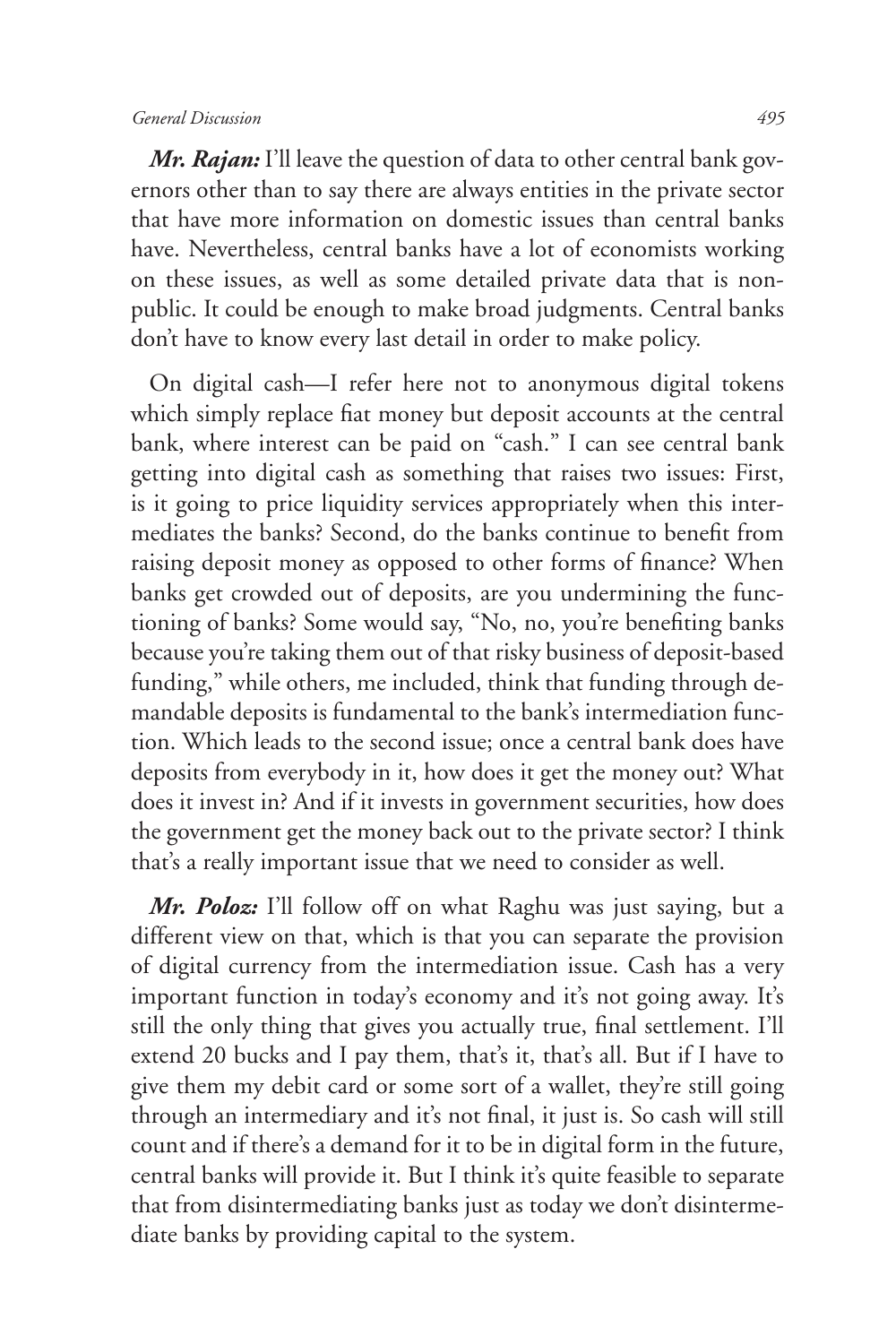***Mr. Rajan:*** I'll leave the question of data to other central bank governors other than to say there are always entities in the private sector that have more information on domestic issues than central banks have. Nevertheless, central banks have a lot of economists working on these issues, as well as some detailed private data that is non-public. It could be enough to make broad judgments. Central banks don't have to know every last detail in order to make policy.

On digital cash—I refer here not to anonymous digital tokens which simply replace fiat money but deposit accounts at the central bank, where interest can be paid on "cash." I can see central bank getting into digital cash as something that raises two issues: First, is it going to price liquidity services appropriately when this intermediates the banks? Second, do the banks continue to benefit from raising deposit money as opposed to other forms of finance? When banks get crowded out of deposits, are you undermining the functioning of banks? Some would say, "No, no, you're benefiting banks because you're taking them out of that risky business of deposit-based funding," while others, me included, think that funding through demandable deposits is fundamental to the bank's intermediation function. Which leads to the second issue; once a central bank does have deposits from everybody in it, how does it get the money out? What does it invest in? And if it invests in government securities, how does the government get the money back out to the private sector? I think that's a really important issue that we need to consider as well.

***Mr. Poloz:*** I'll follow off on what Raghu was just saying, but a different view on that, which is that you can separate the provision of digital currency from the intermediation issue. Cash has a very important function in today's economy and it's not going away. It's still the only thing that gives you actually true, final settlement. I'll extend 20 bucks and I pay them, that's it, that's all. But if I have to give them my debit card or some sort of a wallet, they're still going through an intermediary and it's not final, it just is. So cash will still count and if there's a demand for it to be in digital form in the future, central banks will provide it. But I think it's quite feasible to separate that from disintermediating banks just as today we don't disintermediate banks by providing capital to the system.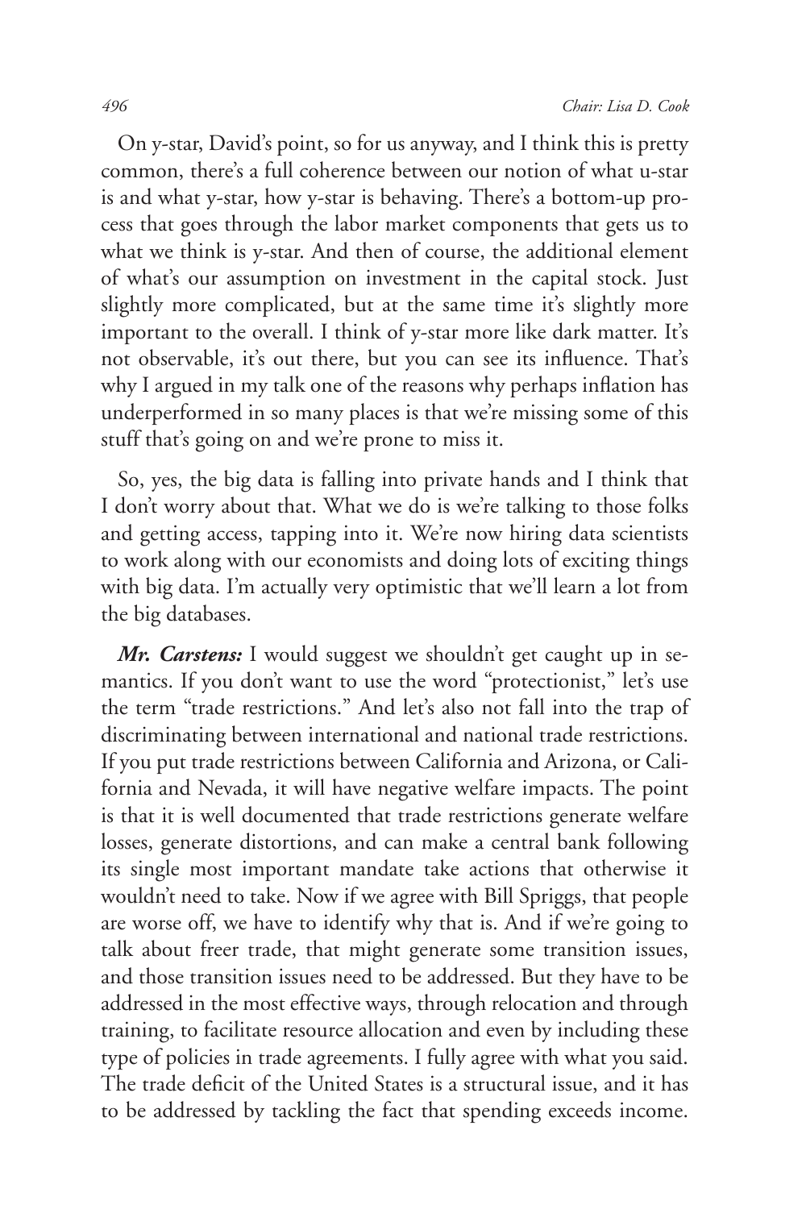On y-star, David's point, so for us anyway, and I think this is pretty common, there's a full coherence between our notion of what u-star is and what y-star, how y-star is behaving. There's a bottom-up process that goes through the labor market components that gets us to what we think is y-star. And then of course, the additional element of what's our assumption on investment in the capital stock. Just slightly more complicated, but at the same time it's slightly more important to the overall. I think of y-star more like dark matter. It's not observable, it's out there, but you can see its influence. That's why I argued in my talk one of the reasons why perhaps inflation has underperformed in so many places is that we're missing some of this stuff that's going on and we're prone to miss it.

So, yes, the big data is falling into private hands and I think that I don't worry about that. What we do is we're talking to those folks and getting access, tapping into it. We're now hiring data scientists to work along with our economists and doing lots of exciting things with big data. I'm actually very optimistic that we'll learn a lot from the big databases.

***Mr. Carstens:*** I would suggest we shouldn't get caught up in semantics. If you don't want to use the word "protectionist," let's use the term "trade restrictions." And let's also not fall into the trap of discriminating between international and national trade restrictions. If you put trade restrictions between California and Arizona, or California and Nevada, it will have negative welfare impacts. The point is that it is well documented that trade restrictions generate welfare losses, generate distortions, and can make a central bank following its single most important mandate take actions that otherwise it wouldn't need to take. Now if we agree with Bill Spriggs, that people are worse off, we have to identify why that is. And if we're going to talk about freer trade, that might generate some transition issues, and those transition issues need to be addressed. But they have to be addressed in the most effective ways, through relocation and through training, to facilitate resource allocation and even by including these type of policies in trade agreements. I fully agree with what you said. The trade deficit of the United States is a structural issue, and it has to be addressed by tackling the fact that spending exceeds income.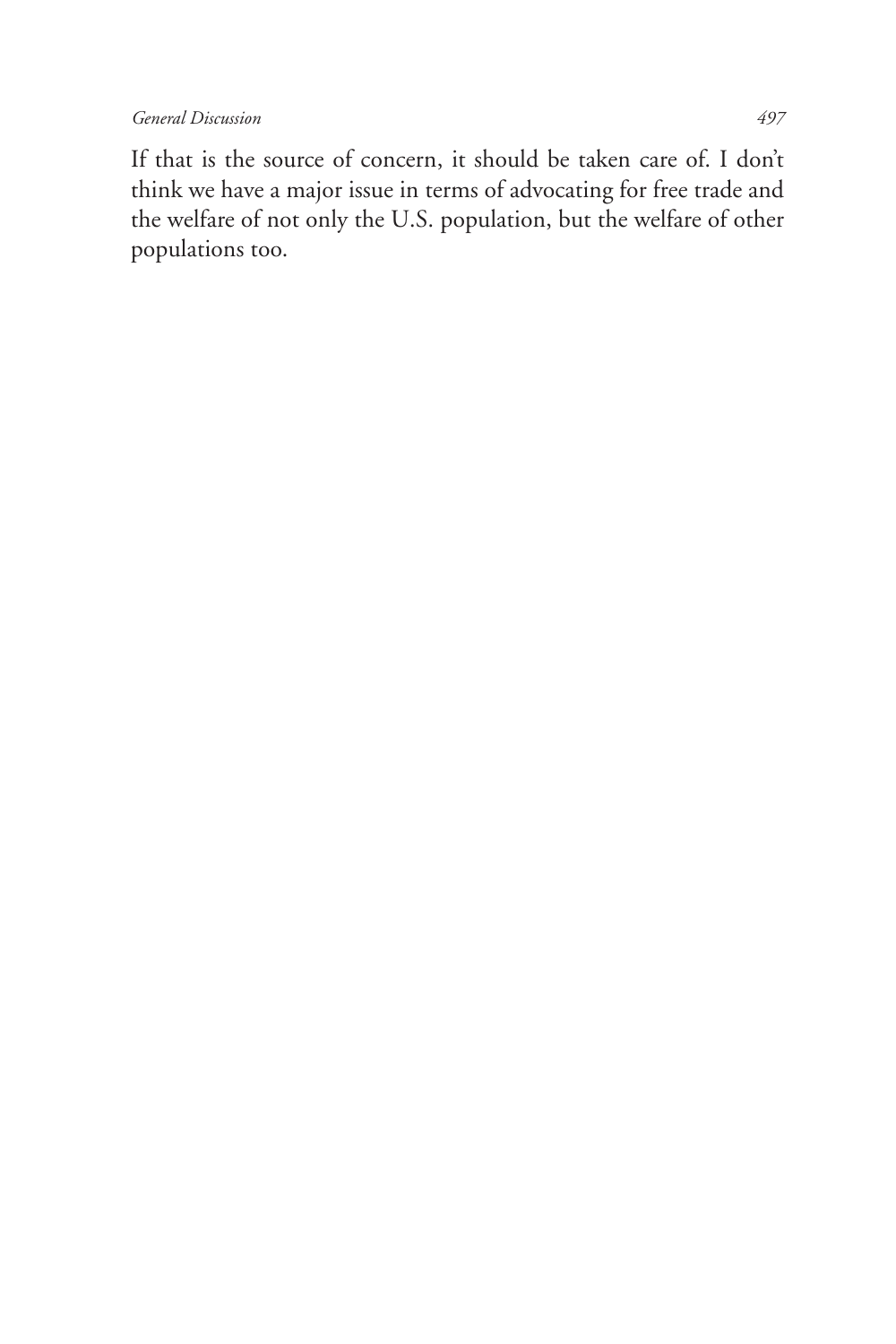If that is the source of concern, it should be taken care of. I don't think we have a major issue in terms of advocating for free trade and the welfare of not only the U.S. population, but the welfare of other populations too.